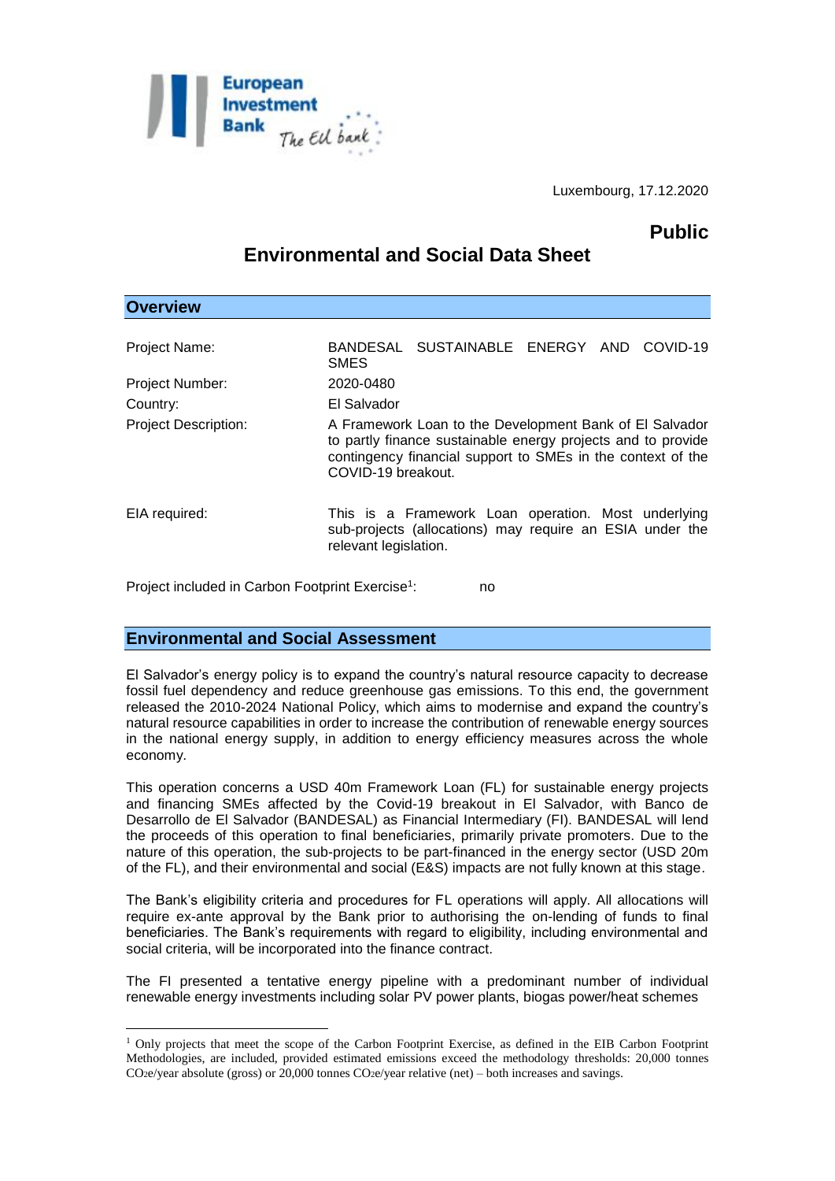Luxembourg, 17.12.2020

**Public**

# Environmental and Social Data Sheet

## Overview

| | |
|---|---|
| Project Name: | BANDESAL SUSTAINABLE ENERGY AND COVID-19 SMES |
| Project Number: | 2020-0480 |
| Country: | El Salvador |
| Project Description: | A Framework Loan to the Development Bank of El Salvador to partly finance sustainable energy projects and to provide contingency financial support to SMEs in the context of the COVID-19 breakout. |
| EIA required: | This is a Framework Loan operation. Most underlying sub-projects (allocations) may require an ESIA under the relevant legislation. |

Project included in Carbon Footprint Exercise[1]: no

## Environmental and Social Assessment

El Salvador's energy policy is to expand the country's natural resource capacity to decrease fossil fuel dependency and reduce greenhouse gas emissions. To this end, the government released the 2010-2024 National Policy, which aims to modernise and expand the country's natural resource capabilities in order to increase the contribution of renewable energy sources in the national energy supply, in addition to energy efficiency measures across the whole economy.

This operation concerns a USD 40m Framework Loan (FL) for sustainable energy projects and financing SMEs affected by the Covid-19 breakout in El Salvador, with Banco de Desarrollo de El Salvador (BANDESAL) as Financial Intermediary (FI). BANDESAL will lend the proceeds of this operation to final beneficiaries, primarily private promoters. Due to the nature of this operation, the sub-projects to be part-financed in the energy sector (USD 20m of the FL), and their environmental and social (E&S) impacts are not fully known at this stage.

The Bank's eligibility criteria and procedures for FL operations will apply. All allocations will require ex-ante approval by the Bank prior to authorising the on-lending of funds to final beneficiaries. The Bank's requirements with regard to eligibility, including environmental and social criteria, will be incorporated into the finance contract.

The FI presented a tentative energy pipeline with a predominant number of individual renewable energy investments including solar PV power plants, biogas power/heat schemes

[1] Only projects that meet the scope of the Carbon Footprint Exercise, as defined in the EIB Carbon Footprint Methodologies, are included, provided estimated emissions exceed the methodology thresholds: 20,000 tonnes $CO_{2}e$/year absolute (gross) or 20,000 tonnes $CO_{2}e$/year relative (net) – both increases and savings.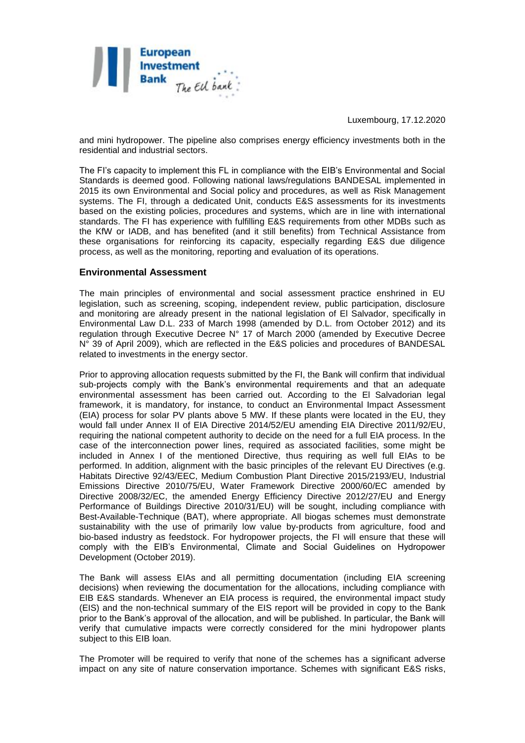and mini hydropower. The pipeline also comprises energy efficiency investments both in the residential and industrial sectors.

The FI's capacity to implement this FL in compliance with the EIB's Environmental and Social Standards is deemed good. Following national laws/regulations BANDESAL implemented in 2015 its own Environmental and Social policy and procedures, as well as Risk Management systems. The FI, through a dedicated Unit, conducts E&S assessments for its investments based on the existing policies, procedures and systems, which are in line with international standards. The FI has experience with fulfilling E&S requirements from other MDBs such as the KfW or IADB, and has benefited (and it still benefits) from Technical Assistance from these organisations for reinforcing its capacity, especially regarding E&S due diligence process, as well as the monitoring, reporting and evaluation of its operations.

## Environmental Assessment

The main principles of environmental and social assessment practice enshrined in EU legislation, such as screening, scoping, independent review, public participation, disclosure and monitoring are already present in the national legislation of El Salvador, specifically in Environmental Law D.L. 233 of March 1998 (amended by D.L. from October 2012) and its regulation through Executive Decree N° 17 of March 2000 (amended by Executive Decree N° 39 of April 2009), which are reflected in the E&S policies and procedures of BANDESAL related to investments in the energy sector.

Prior to approving allocation requests submitted by the FI, the Bank will confirm that individual sub-projects comply with the Bank's environmental requirements and that an adequate environmental assessment has been carried out. According to the El Salvadorian legal framework, it is mandatory, for instance, to conduct an Environmental Impact Assessment (EIA) process for solar PV plants above 5 MW. If these plants were located in the EU, they would fall under Annex II of EIA Directive 2014/52/EU amending EIA Directive 2011/92/EU, requiring the national competent authority to decide on the need for a full EIA process. In the case of the interconnection power lines, required as associated facilities, some might be included in Annex I of the mentioned Directive, thus requiring as well full EIAs to be performed. In addition, alignment with the basic principles of the relevant EU Directives (e.g. Habitats Directive 92/43/EEC, Medium Combustion Plant Directive 2015/2193/EU, Industrial Emissions Directive 2010/75/EU, Water Framework Directive 2000/60/EC amended by Directive 2008/32/EC, the amended Energy Efficiency Directive 2012/27/EU and Energy Performance of Buildings Directive 2010/31/EU) will be sought, including compliance with Best-Available-Technique (BAT), where appropriate. All biogas schemes must demonstrate sustainability with the use of primarily low value by-products from agriculture, food and bio-based industry as feedstock. For hydropower projects, the FI will ensure that these will comply with the EIB's Environmental, Climate and Social Guidelines on Hydropower Development (October 2019).

The Bank will assess EIAs and all permitting documentation (including EIA screening decisions) when reviewing the documentation for the allocations, including compliance with EIB E&S standards. Whenever an EIA process is required, the environmental impact study (EIS) and the non-technical summary of the EIS report will be provided in copy to the Bank prior to the Bank's approval of the allocation, and will be published. In particular, the Bank will verify that cumulative impacts were correctly considered for the mini hydropower plants subject to this EIB loan.

The Promoter will be required to verify that none of the schemes has a significant adverse impact on any site of nature conservation importance. Schemes with significant E&S risks,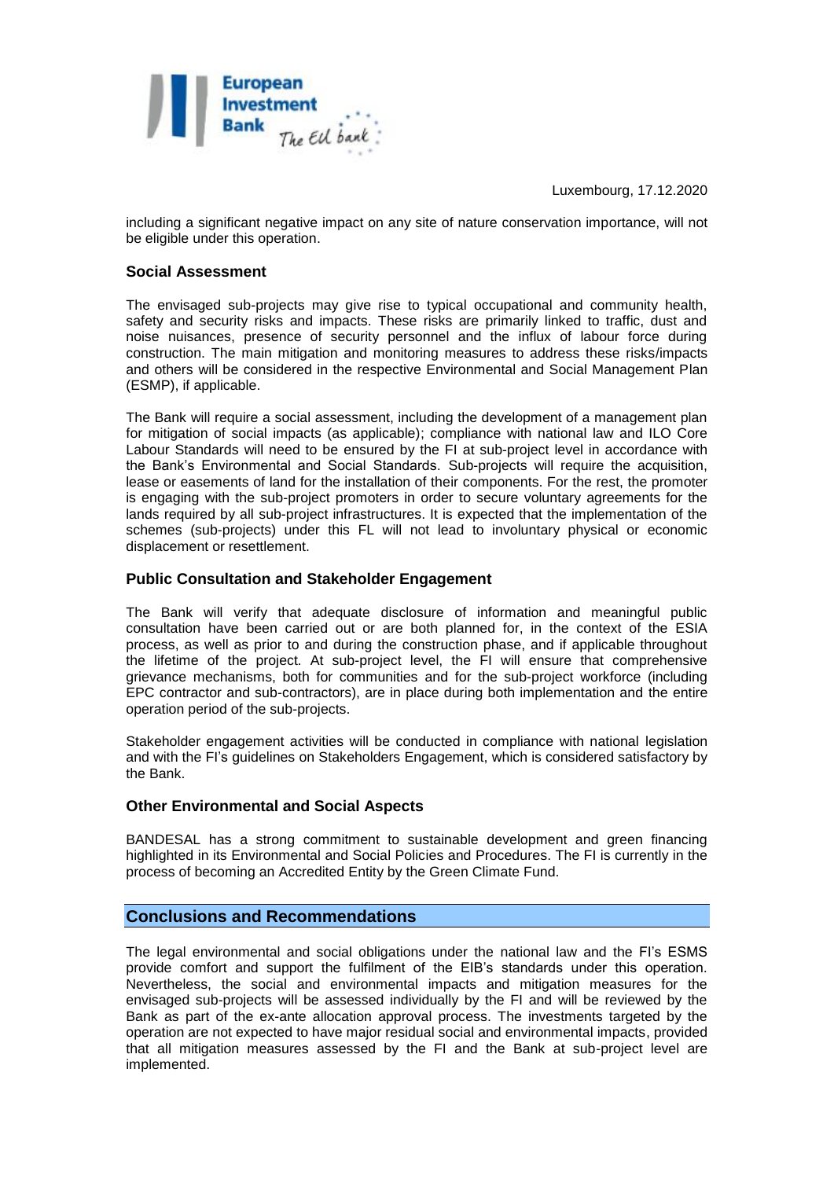Luxembourg, 17.12.2020

including a significant negative impact on any site of nature conservation importance, will not be eligible under this operation.

### Social Assessment

The envisaged sub-projects may give rise to typical occupational and community health, safety and security risks and impacts. These risks are primarily linked to traffic, dust and noise nuisances, presence of security personnel and the influx of labour force during construction. The main mitigation and monitoring measures to address these risks/impacts and others will be considered in the respective Environmental and Social Management Plan (ESMP), if applicable.

The Bank will require a social assessment, including the development of a management plan for mitigation of social impacts (as applicable); compliance with national law and ILO Core Labour Standards will need to be ensured by the FI at sub-project level in accordance with the Bank's Environmental and Social Standards. Sub-projects will require the acquisition, lease or easements of land for the installation of their components. For the rest, the promoter is engaging with the sub-project promoters in order to secure voluntary agreements for the lands required by all sub-project infrastructures. It is expected that the implementation of the schemes (sub-projects) under this FL will not lead to involuntary physical or economic displacement or resettlement.

### Public Consultation and Stakeholder Engagement

The Bank will verify that adequate disclosure of information and meaningful public consultation have been carried out or are both planned for, in the context of the ESIA process, as well as prior to and during the construction phase, and if applicable throughout the lifetime of the project. At sub-project level, the FI will ensure that comprehensive grievance mechanisms, both for communities and for the sub-project workforce (including EPC contractor and sub-contractors), are in place during both implementation and the entire operation period of the sub-projects.

Stakeholder engagement activities will be conducted in compliance with national legislation and with the FI's guidelines on Stakeholders Engagement, which is considered satisfactory by the Bank.

### Other Environmental and Social Aspects

BANDESAL has a strong commitment to sustainable development and green financing highlighted in its Environmental and Social Policies and Procedures. The FI is currently in the process of becoming an Accredited Entity by the Green Climate Fund.

## Conclusions and Recommendations

The legal environmental and social obligations under the national law and the FI's ESMS provide comfort and support the fulfilment of the EIB's standards under this operation. Nevertheless, the social and environmental impacts and mitigation measures for the envisaged sub-projects will be assessed individually by the FI and will be reviewed by the Bank as part of the ex-ante allocation approval process. The investments targeted by the operation are not expected to have major residual social and environmental impacts, provided that all mitigation measures assessed by the FI and the Bank at sub-project level are implemented.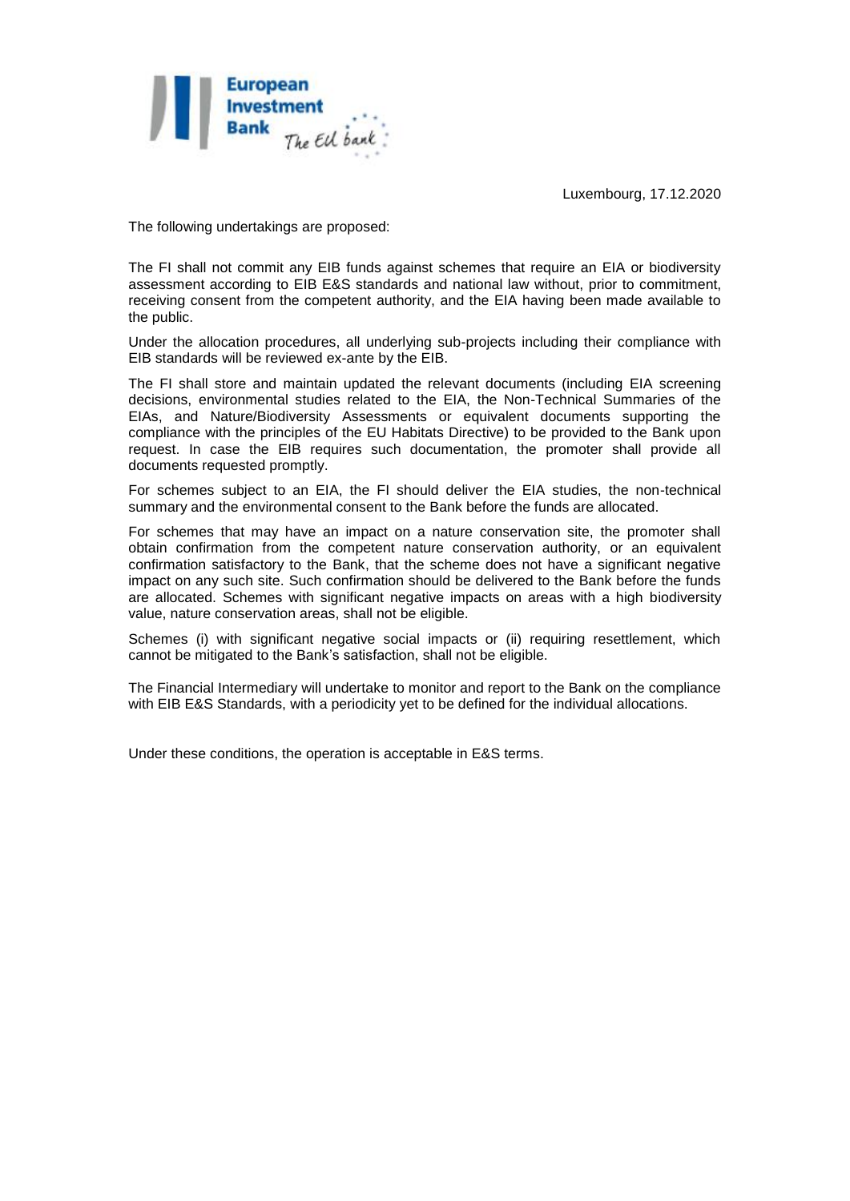Luxembourg, 17.12.2020

The following undertakings are proposed:

The FI shall not commit any EIB funds against schemes that require an EIA or biodiversity assessment according to EIB E&S standards and national law without, prior to commitment, receiving consent from the competent authority, and the EIA having been made available to the public.

Under the allocation procedures, all underlying sub-projects including their compliance with EIB standards will be reviewed ex-ante by the EIB.

The FI shall store and maintain updated the relevant documents (including EIA screening decisions, environmental studies related to the EIA, the Non-Technical Summaries of the EIAs, and Nature/Biodiversity Assessments or equivalent documents supporting the compliance with the principles of the EU Habitats Directive) to be provided to the Bank upon request. In case the EIB requires such documentation, the promoter shall provide all documents requested promptly.

For schemes subject to an EIA, the FI should deliver the EIA studies, the non-technical summary and the environmental consent to the Bank before the funds are allocated.

For schemes that may have an impact on a nature conservation site, the promoter shall obtain confirmation from the competent nature conservation authority, or an equivalent confirmation satisfactory to the Bank, that the scheme does not have a significant negative impact on any such site. Such confirmation should be delivered to the Bank before the funds are allocated. Schemes with significant negative impacts on areas with a high biodiversity value, nature conservation areas, shall not be eligible.

Schemes (i) with significant negative social impacts or (ii) requiring resettlement, which cannot be mitigated to the Bank's satisfaction, shall not be eligible.

The Financial Intermediary will undertake to monitor and report to the Bank on the compliance with EIB E&S Standards, with a periodicity yet to be defined for the individual allocations.

Under these conditions, the operation is acceptable in E&S terms.